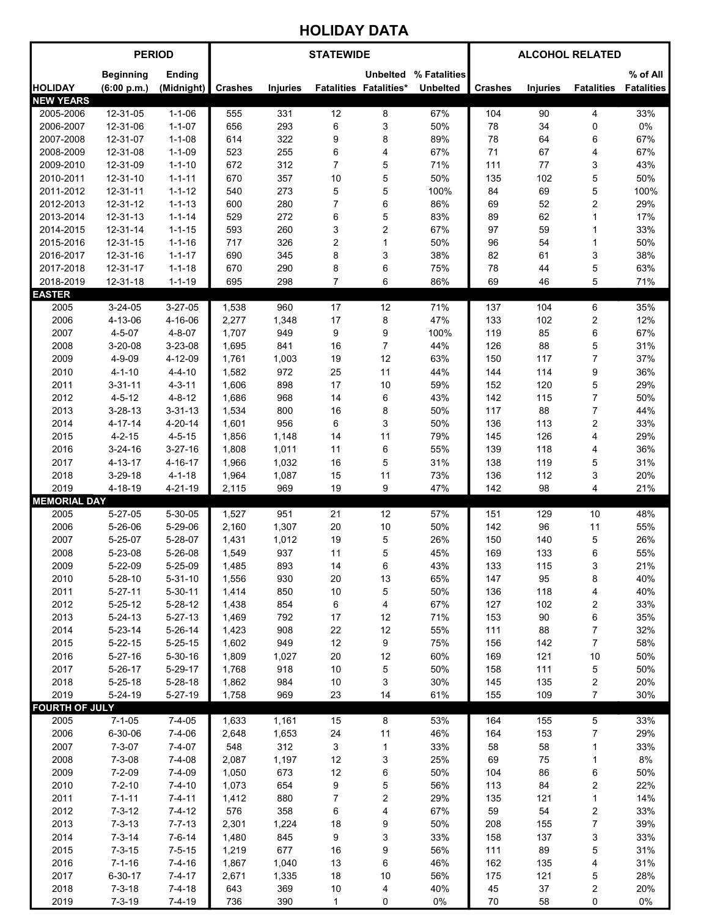# HOLIDAY DATA

| | PERIOD | | STATEWIDE | | | | | ALCOHOL RELATED | | | |
|---|---|---|---|---|---|---|---|---|---|---|---|
| HOLIDAY | Beginning (6:00 p.m.) | Ending (Midnight) | Crashes | Injuries | Fatalities | Unbelted Fatalities* | % Fatalities Unbelted | Crashes | Injuries | Fatalities | % of All Fatalities |
| **NEW YEARS** | | | | | | | | | | | |
| 2005-2006 | 12-31-05 | 1-1-06 | 555 | 331 | 12 | 8 | 67% | 104 | 90 | 4 | 33% |
| 2006-2007 | 12-31-06 | 1-1-07 | 656 | 293 | 6 | 3 | 50% | 78 | 34 | 0 | 0% |
| 2007-2008 | 12-31-07 | 1-1-08 | 614 | 322 | 9 | 8 | 89% | 78 | 64 | 6 | 67% |
| 2008-2009 | 12-31-08 | 1-1-09 | 523 | 255 | 6 | 4 | 67% | 71 | 67 | 4 | 67% |
| 2009-2010 | 12-31-09 | 1-1-10 | 672 | 312 | 7 | 5 | 71% | 111 | 77 | 3 | 43% |
| 2010-2011 | 12-31-10 | 1-1-11 | 670 | 357 | 10 | 5 | 50% | 135 | 102 | 5 | 50% |
| 2011-2012 | 12-31-11 | 1-1-12 | 540 | 273 | 5 | 5 | 100% | 84 | 69 | 5 | 100% |
| 2012-2013 | 12-31-12 | 1-1-13 | 600 | 280 | 7 | 6 | 86% | 69 | 52 | 2 | 29% |
| 2013-2014 | 12-31-13 | 1-1-14 | 529 | 272 | 6 | 5 | 83% | 89 | 62 | 1 | 17% |
| 2014-2015 | 12-31-14 | 1-1-15 | 593 | 260 | 3 | 2 | 67% | 97 | 59 | 1 | 33% |
| 2015-2016 | 12-31-15 | 1-1-16 | 717 | 326 | 2 | 1 | 50% | 96 | 54 | 1 | 50% |
| 2016-2017 | 12-31-16 | 1-1-17 | 690 | 345 | 8 | 3 | 38% | 82 | 61 | 3 | 38% |
| 2017-2018 | 12-31-17 | 1-1-18 | 670 | 290 | 8 | 6 | 75% | 78 | 44 | 5 | 63% |
| 2018-2019 | 12-31-18 | 1-1-19 | 695 | 298 | 7 | 6 | 86% | 69 | 46 | 5 | 71% |
| **EASTER** | | | | | | | | | | | |
| 2005 | 3-24-05 | 3-27-05 | 1,538 | 960 | 17 | 12 | 71% | 137 | 104 | 6 | 35% |
| 2006 | 4-13-06 | 4-16-06 | 2,277 | 1,348 | 17 | 8 | 47% | 133 | 102 | 2 | 12% |
| 2007 | 4-5-07 | 4-8-07 | 1,707 | 949 | 9 | 9 | 100% | 119 | 85 | 6 | 67% |
| 2008 | 3-20-08 | 3-23-08 | 1,695 | 841 | 16 | 7 | 44% | 126 | 88 | 5 | 31% |
| 2009 | 4-9-09 | 4-12-09 | 1,761 | 1,003 | 19 | 12 | 63% | 150 | 117 | 7 | 37% |
| 2010 | 4-1-10 | 4-4-10 | 1,582 | 972 | 25 | 11 | 44% | 144 | 114 | 9 | 36% |
| 2011 | 3-31-11 | 4-3-11 | 1,606 | 898 | 17 | 10 | 59% | 152 | 120 | 5 | 29% |
| 2012 | 4-5-12 | 4-8-12 | 1,686 | 968 | 14 | 6 | 43% | 142 | 115 | 7 | 50% |
| 2013 | 3-28-13 | 3-31-13 | 1,534 | 800 | 16 | 8 | 50% | 117 | 88 | 7 | 44% |
| 2014 | 4-17-14 | 4-20-14 | 1,601 | 956 | 6 | 3 | 50% | 136 | 113 | 2 | 33% |
| 2015 | 4-2-15 | 4-5-15 | 1,856 | 1,148 | 14 | 11 | 79% | 145 | 126 | 4 | 29% |
| 2016 | 3-24-16 | 3-27-16 | 1,808 | 1,011 | 11 | 6 | 55% | 139 | 118 | 4 | 36% |
| 2017 | 4-13-17 | 4-16-17 | 1,966 | 1,032 | 16 | 5 | 31% | 138 | 119 | 5 | 31% |
| 2018 | 3-29-18 | 4-1-18 | 1,964 | 1,087 | 15 | 11 | 73% | 136 | 112 | 3 | 20% |
| 2019 | 4-18-19 | 4-21-19 | 2,115 | 969 | 19 | 9 | 47% | 142 | 98 | 4 | 21% |
| **MEMORIAL DAY** | | | | | | | | | | | |
| 2005 | 5-27-05 | 5-30-05 | 1,527 | 951 | 21 | 12 | 57% | 151 | 129 | 10 | 48% |
| 2006 | 5-26-06 | 5-29-06 | 2,160 | 1,307 | 20 | 10 | 50% | 142 | 96 | 11 | 55% |
| 2007 | 5-25-07 | 5-28-07 | 1,431 | 1,012 | 19 | 5 | 26% | 150 | 140 | 5 | 26% |
| 2008 | 5-23-08 | 5-26-08 | 1,549 | 937 | 11 | 5 | 45% | 169 | 133 | 6 | 55% |
| 2009 | 5-22-09 | 5-25-09 | 1,485 | 893 | 14 | 6 | 43% | 133 | 115 | 3 | 21% |
| 2010 | 5-28-10 | 5-31-10 | 1,556 | 930 | 20 | 13 | 65% | 147 | 95 | 8 | 40% |
| 2011 | 5-27-11 | 5-30-11 | 1,414 | 850 | 10 | 5 | 50% | 136 | 118 | 4 | 40% |
| 2012 | 5-25-12 | 5-28-12 | 1,438 | 854 | 6 | 4 | 67% | 127 | 102 | 2 | 33% |
| 2013 | 5-24-13 | 5-27-13 | 1,469 | 792 | 17 | 12 | 71% | 153 | 90 | 6 | 35% |
| 2014 | 5-23-14 | 5-26-14 | 1,423 | 908 | 22 | 12 | 55% | 111 | 88 | 7 | 32% |
| 2015 | 5-22-15 | 5-25-15 | 1,602 | 949 | 12 | 9 | 75% | 156 | 142 | 7 | 58% |
| 2016 | 5-27-16 | 5-30-16 | 1,809 | 1,027 | 20 | 12 | 60% | 169 | 121 | 10 | 50% |
| 2017 | 5-26-17 | 5-29-17 | 1,768 | 918 | 10 | 5 | 50% | 158 | 111 | 5 | 50% |
| 2018 | 5-25-18 | 5-28-18 | 1,862 | 984 | 10 | 3 | 30% | 145 | 135 | 2 | 20% |
| 2019 | 5-24-19 | 5-27-19 | 1,758 | 969 | 23 | 14 | 61% | 155 | 109 | 7 | 30% |
| **FOURTH OF JULY** | | | | | | | | | | | |
| 2005 | 7-1-05 | 7-4-05 | 1,633 | 1,161 | 15 | 8 | 53% | 164 | 155 | 5 | 33% |
| 2006 | 6-30-06 | 7-4-06 | 2,648 | 1,653 | 24 | 11 | 46% | 164 | 153 | 7 | 29% |
| 2007 | 7-3-07 | 7-4-07 | 548 | 312 | 3 | 1 | 33% | 58 | 58 | 1 | 33% |
| 2008 | 7-3-08 | 7-4-08 | 2,087 | 1,197 | 12 | 3 | 25% | 69 | 75 | 1 | 8% |
| 2009 | 7-2-09 | 7-4-09 | 1,050 | 673 | 12 | 6 | 50% | 104 | 86 | 6 | 50% |
| 2010 | 7-2-10 | 7-4-10 | 1,073 | 654 | 9 | 5 | 56% | 113 | 84 | 2 | 22% |
| 2011 | 7-1-11 | 7-4-11 | 1,412 | 880 | 7 | 2 | 29% | 135 | 121 | 1 | 14% |
| 2012 | 7-3-12 | 7-4-12 | 576 | 358 | 6 | 4 | 67% | 59 | 54 | 2 | 33% |
| 2013 | 7-3-13 | 7-7-13 | 2,301 | 1,224 | 18 | 9 | 50% | 208 | 155 | 7 | 39% |
| 2014 | 7-3-14 | 7-6-14 | 1,480 | 845 | 9 | 3 | 33% | 158 | 137 | 3 | 33% |
| 2015 | 7-3-15 | 7-5-15 | 1,219 | 677 | 16 | 9 | 56% | 111 | 89 | 5 | 31% |
| 2016 | 7-1-16 | 7-4-16 | 1,867 | 1,040 | 13 | 6 | 46% | 162 | 135 | 4 | 31% |
| 2017 | 6-30-17 | 7-4-17 | 2,671 | 1,335 | 18 | 10 | 56% | 175 | 121 | 5 | 28% |
| 2018 | 7-3-18 | 7-4-18 | 643 | 369 | 10 | 4 | 40% | 45 | 37 | 2 | 20% |
| 2019 | 7-3-19 | 7-4-19 | 736 | 390 | 1 | 0 | 0% | 70 | 58 | 0 | 0% |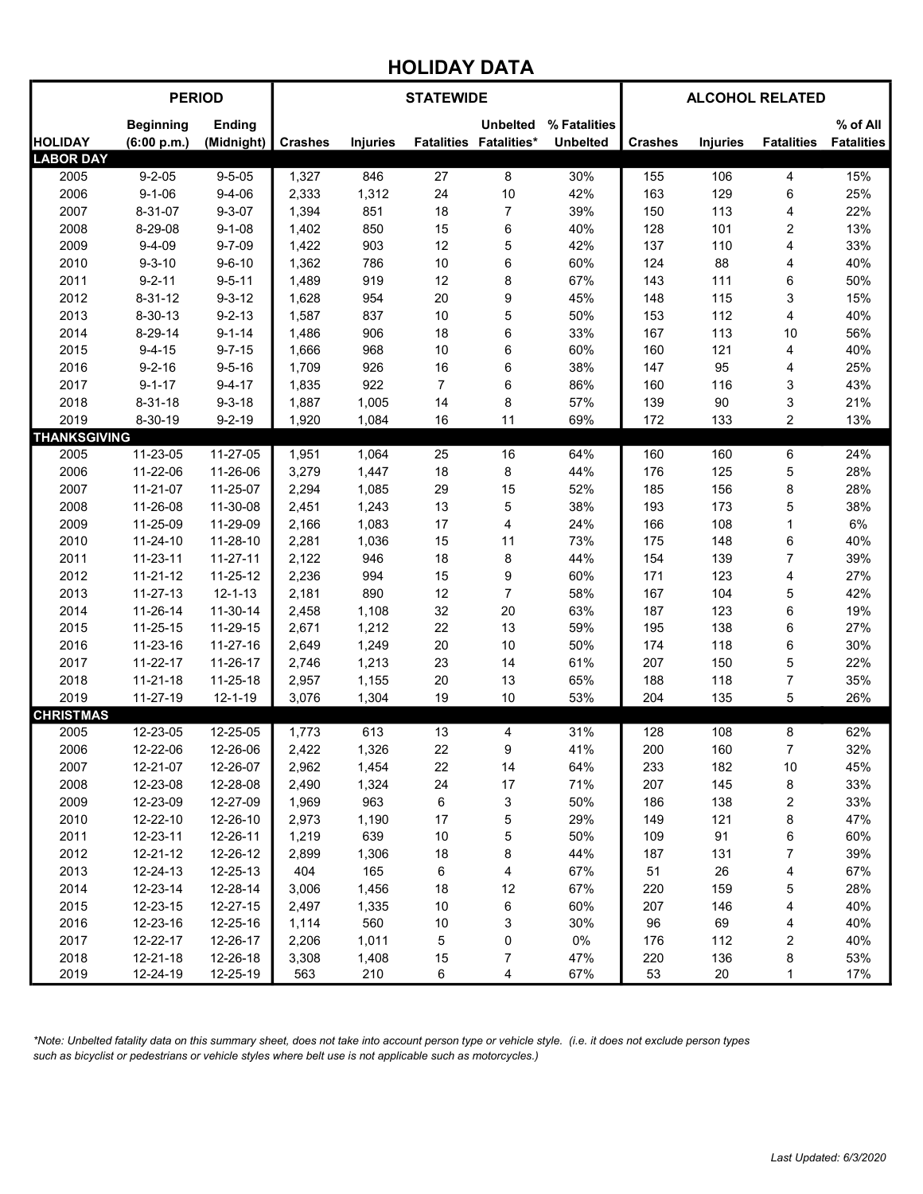# HOLIDAY DATA

| PERIOD | | | STATEWIDE | | | | | ALCOHOL RELATED | | | |
|---|---|---|---|---|---|---|---|---|---|---|---|
| HOLIDAY | Beginning (6:00 p.m.) | Ending (Midnight) | Crashes | Injuries | Fatalities | Unbelted Fatalities* | % Fatalities Unbelted | Crashes | Injuries | Fatalities | % of All Fatalities |
| **LABOR DAY** | | | | | | | | | | | |
| 2005 | 9-2-05 | 9-5-05 | 1,327 | 846 | 27 | 8 | 30% | 155 | 106 | 4 | 15% |
| 2006 | 9-1-06 | 9-4-06 | 2,333 | 1,312 | 24 | 10 | 42% | 163 | 129 | 6 | 25% |
| 2007 | 8-31-07 | 9-3-07 | 1,394 | 851 | 18 | 7 | 39% | 150 | 113 | 4 | 22% |
| 2008 | 8-29-08 | 9-1-08 | 1,402 | 850 | 15 | 6 | 40% | 128 | 101 | 2 | 13% |
| 2009 | 9-4-09 | 9-7-09 | 1,422 | 903 | 12 | 5 | 42% | 137 | 110 | 4 | 33% |
| 2010 | 9-3-10 | 9-6-10 | 1,362 | 786 | 10 | 6 | 60% | 124 | 88 | 4 | 40% |
| 2011 | 9-2-11 | 9-5-11 | 1,489 | 919 | 12 | 8 | 67% | 143 | 111 | 6 | 50% |
| 2012 | 8-31-12 | 9-3-12 | 1,628 | 954 | 20 | 9 | 45% | 148 | 115 | 3 | 15% |
| 2013 | 8-30-13 | 9-2-13 | 1,587 | 837 | 10 | 5 | 50% | 153 | 112 | 4 | 40% |
| 2014 | 8-29-14 | 9-1-14 | 1,486 | 906 | 18 | 6 | 33% | 167 | 113 | 10 | 56% |
| 2015 | 9-4-15 | 9-7-15 | 1,666 | 968 | 10 | 6 | 60% | 160 | 121 | 4 | 40% |
| 2016 | 9-2-16 | 9-5-16 | 1,709 | 926 | 16 | 6 | 38% | 147 | 95 | 4 | 25% |
| 2017 | 9-1-17 | 9-4-17 | 1,835 | 922 | 7 | 6 | 86% | 160 | 116 | 3 | 43% |
| 2018 | 8-31-18 | 9-3-18 | 1,887 | 1,005 | 14 | 8 | 57% | 139 | 90 | 3 | 21% |
| 2019 | 8-30-19 | 9-2-19 | 1,920 | 1,084 | 16 | 11 | 69% | 172 | 133 | 2 | 13% |
| **THANKSGIVING** | | | | | | | | | | | |
| 2005 | 11-23-05 | 11-27-05 | 1,951 | 1,064 | 25 | 16 | 64% | 160 | 160 | 6 | 24% |
| 2006 | 11-22-06 | 11-26-06 | 3,279 | 1,447 | 18 | 8 | 44% | 176 | 125 | 5 | 28% |
| 2007 | 11-21-07 | 11-25-07 | 2,294 | 1,085 | 29 | 15 | 52% | 185 | 156 | 8 | 28% |
| 2008 | 11-26-08 | 11-30-08 | 2,451 | 1,243 | 13 | 5 | 38% | 193 | 173 | 5 | 38% |
| 2009 | 11-25-09 | 11-29-09 | 2,166 | 1,083 | 17 | 4 | 24% | 166 | 108 | 1 | 6% |
| 2010 | 11-24-10 | 11-28-10 | 2,281 | 1,036 | 15 | 11 | 73% | 175 | 148 | 6 | 40% |
| 2011 | 11-23-11 | 11-27-11 | 2,122 | 946 | 18 | 8 | 44% | 154 | 139 | 7 | 39% |
| 2012 | 11-21-12 | 11-25-12 | 2,236 | 994 | 15 | 9 | 60% | 171 | 123 | 4 | 27% |
| 2013 | 11-27-13 | 12-1-13 | 2,181 | 890 | 12 | 7 | 58% | 167 | 104 | 5 | 42% |
| 2014 | 11-26-14 | 11-30-14 | 2,458 | 1,108 | 32 | 20 | 63% | 187 | 123 | 6 | 19% |
| 2015 | 11-25-15 | 11-29-15 | 2,671 | 1,212 | 22 | 13 | 59% | 195 | 138 | 6 | 27% |
| 2016 | 11-23-16 | 11-27-16 | 2,649 | 1,249 | 20 | 10 | 50% | 174 | 118 | 6 | 30% |
| 2017 | 11-22-17 | 11-26-17 | 2,746 | 1,213 | 23 | 14 | 61% | 207 | 150 | 5 | 22% |
| 2018 | 11-21-18 | 11-25-18 | 2,957 | 1,155 | 20 | 13 | 65% | 188 | 118 | 7 | 35% |
| 2019 | 11-27-19 | 12-1-19 | 3,076 | 1,304 | 19 | 10 | 53% | 204 | 135 | 5 | 26% |
| **CHRISTMAS** | | | | | | | | | | | |
| 2005 | 12-23-05 | 12-25-05 | 1,773 | 613 | 13 | 4 | 31% | 128 | 108 | 8 | 62% |
| 2006 | 12-22-06 | 12-26-06 | 2,422 | 1,326 | 22 | 9 | 41% | 200 | 160 | 7 | 32% |
| 2007 | 12-21-07 | 12-26-07 | 2,962 | 1,454 | 22 | 14 | 64% | 233 | 182 | 10 | 45% |
| 2008 | 12-23-08 | 12-28-08 | 2,490 | 1,324 | 24 | 17 | 71% | 207 | 145 | 8 | 33% |
| 2009 | 12-23-09 | 12-27-09 | 1,969 | 963 | 6 | 3 | 50% | 186 | 138 | 2 | 33% |
| 2010 | 12-22-10 | 12-26-10 | 2,973 | 1,190 | 17 | 5 | 29% | 149 | 121 | 8 | 47% |
| 2011 | 12-23-11 | 12-26-11 | 1,219 | 639 | 10 | 5 | 50% | 109 | 91 | 6 | 60% |
| 2012 | 12-21-12 | 12-26-12 | 2,899 | 1,306 | 18 | 8 | 44% | 187 | 131 | 7 | 39% |
| 2013 | 12-24-13 | 12-25-13 | 404 | 165 | 6 | 4 | 67% | 51 | 26 | 4 | 67% |
| 2014 | 12-23-14 | 12-28-14 | 3,006 | 1,456 | 18 | 12 | 67% | 220 | 159 | 5 | 28% |
| 2015 | 12-23-15 | 12-27-15 | 2,497 | 1,335 | 10 | 6 | 60% | 207 | 146 | 4 | 40% |
| 2016 | 12-23-16 | 12-25-16 | 1,114 | 560 | 10 | 3 | 30% | 96 | 69 | 4 | 40% |
| 2017 | 12-22-17 | 12-26-17 | 2,206 | 1,011 | 5 | 0 | 0% | 176 | 112 | 2 | 40% |
| 2018 | 12-21-18 | 12-26-18 | 3,308 | 1,408 | 15 | 7 | 47% | 220 | 136 | 8 | 53% |
| 2019 | 12-24-19 | 12-25-19 | 563 | 210 | 6 | 4 | 67% | 53 | 20 | 1 | 17% |

*\*Note: Unbelted fatality data on this summary sheet, does not take into account person type or vehicle style. (i.e. it does not exclude person types such as bicyclist or pedestrians or vehicle styles where belt use is not applicable such as motorcycles.)*

*Last Updated: 6/3/2020*